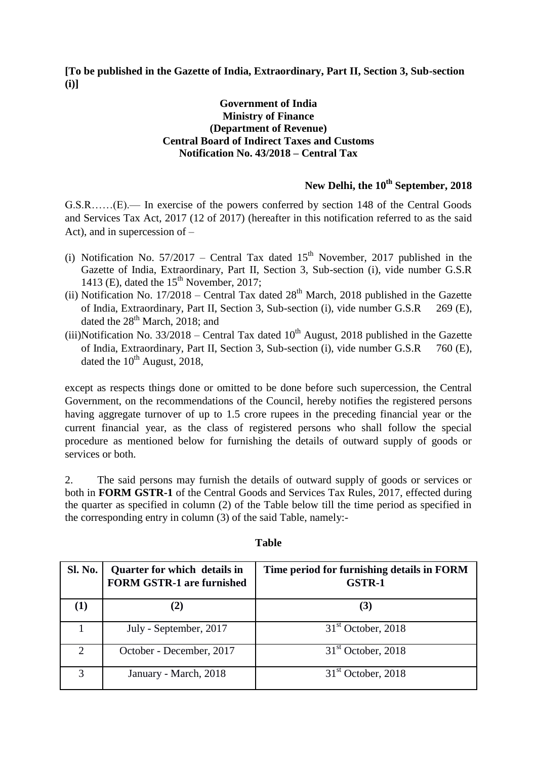**[To be published in the Gazette of India, Extraordinary, Part II, Section 3, Sub-section (i)]**

**Government of India**
**Ministry of Finance**
**(Department of Revenue)**
**Central Board of Indirect Taxes and Customs**
**Notification No. 43/2018 – Central Tax**

**New Delhi, the 10th September, 2018**

G.S.R……(E).— In exercise of the powers conferred by section 148 of the Central Goods and Services Tax Act, 2017 (12 of 2017) (hereafter in this notification referred to as the said Act), and in supercession of –

(i) Notification No. 57/2017 – Central Tax dated 15th November, 2017 published in the Gazette of India, Extraordinary, Part II, Section 3, Sub-section (i), vide number G.S.R 1413 (E), dated the 15th November, 2017;

(ii) Notification No. 17/2018 – Central Tax dated 28th March, 2018 published in the Gazette of India, Extraordinary, Part II, Section 3, Sub-section (i), vide number G.S.R 269 (E), dated the 28th March, 2018; and

(iii) Notification No. 33/2018 – Central Tax dated 10th August, 2018 published in the Gazette of India, Extraordinary, Part II, Section 3, Sub-section (i), vide number G.S.R 760 (E), dated the 10th August, 2018,

except as respects things done or omitted to be done before such supercession, the Central Government, on the recommendations of the Council, hereby notifies the registered persons having aggregate turnover of up to 1.5 crore rupees in the preceding financial year or the current financial year, as the class of registered persons who shall follow the special procedure as mentioned below for furnishing the details of outward supply of goods or services or both.

2. The said persons may furnish the details of outward supply of goods or services or both in **FORM GSTR-1** of the Central Goods and Services Tax Rules, 2017, effected during the quarter as specified in column (2) of the Table below till the time period as specified in the corresponding entry in column (3) of the said Table, namely:-

**Table**

| Sl. No. | Quarter for which details in FORM GSTR-1 are furnished | Time period for furnishing details in FORM GSTR-1 |
|---|---|---|
| (1) | (2) | (3) |
| 1 | July - September, 2017 | 31st October, 2018 |
| 2 | October - December, 2017 | 31st October, 2018 |
| 3 | January - March, 2018 | 31st October, 2018 |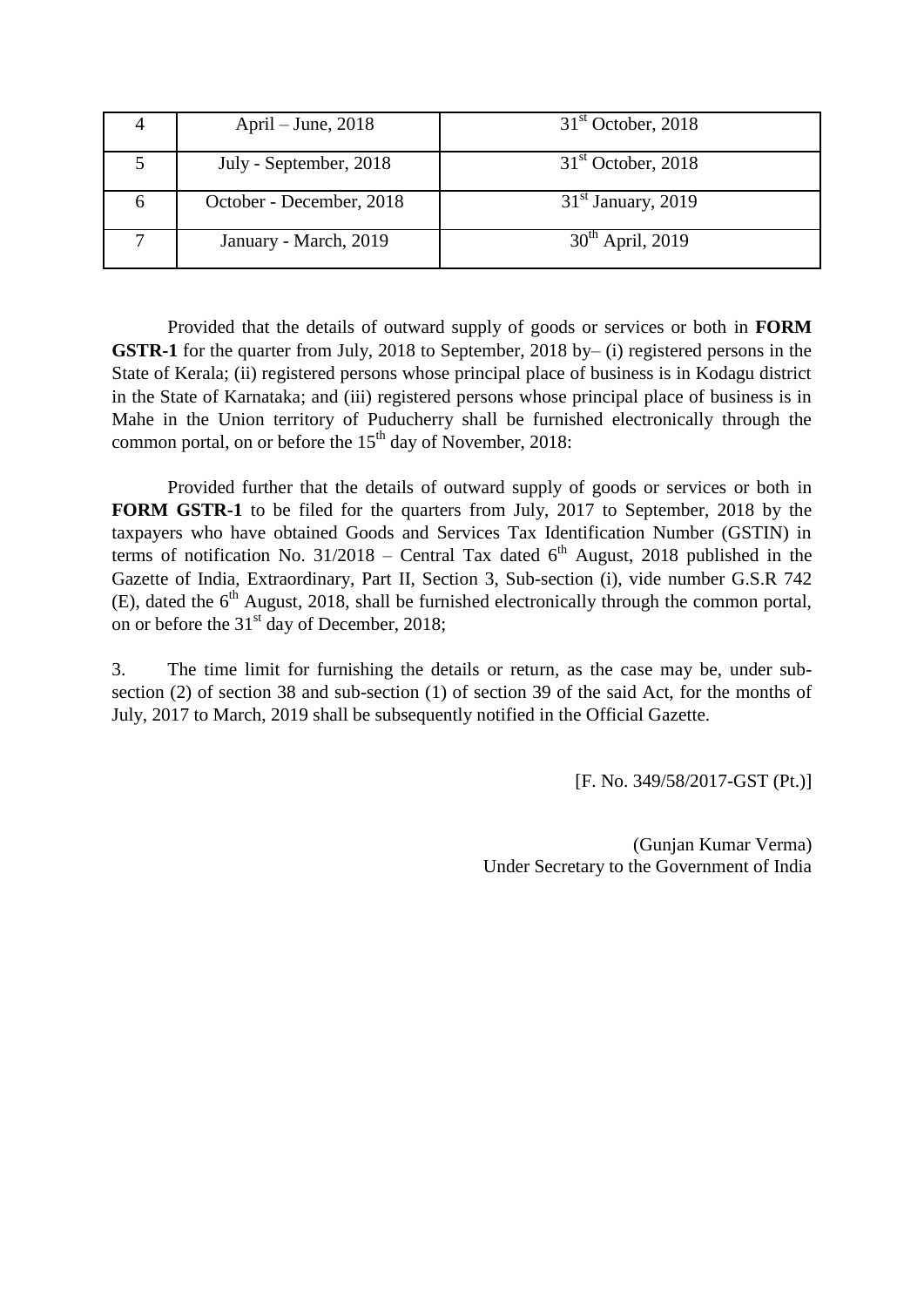| | | |
|---|---|---|
| 4 | April – June, 2018 | 31st October, 2018 |
| 5 | July - September, 2018 | 31st October, 2018 |
| 6 | October - December, 2018 | 31st January, 2019 |
| 7 | January - March, 2019 | 30th April, 2019 |

Provided that the details of outward supply of goods or services or both in **FORM GSTR-1** for the quarter from July, 2018 to September, 2018 by– (i) registered persons in the State of Kerala; (ii) registered persons whose principal place of business is in Kodagu district in the State of Karnataka; and (iii) registered persons whose principal place of business is in Mahe in the Union territory of Puducherry shall be furnished electronically through the common portal, on or before the 15th day of November, 2018:

Provided further that the details of outward supply of goods or services or both in **FORM GSTR-1** to be filed for the quarters from July, 2017 to September, 2018 by the taxpayers who have obtained Goods and Services Tax Identification Number (GSTIN) in terms of notification No. 31/2018 – Central Tax dated 6th August, 2018 published in the Gazette of India, Extraordinary, Part II, Section 3, Sub-section (i), vide number G.S.R 742 (E), dated the 6th August, 2018, shall be furnished electronically through the common portal, on or before the 31st day of December, 2018;

3. The time limit for furnishing the details or return, as the case may be, under sub-section (2) of section 38 and sub-section (1) of section 39 of the said Act, for the months of July, 2017 to March, 2019 shall be subsequently notified in the Official Gazette.

[F. No. 349/58/2017-GST (Pt.)]

(Gunjan Kumar Verma)
Under Secretary to the Government of India